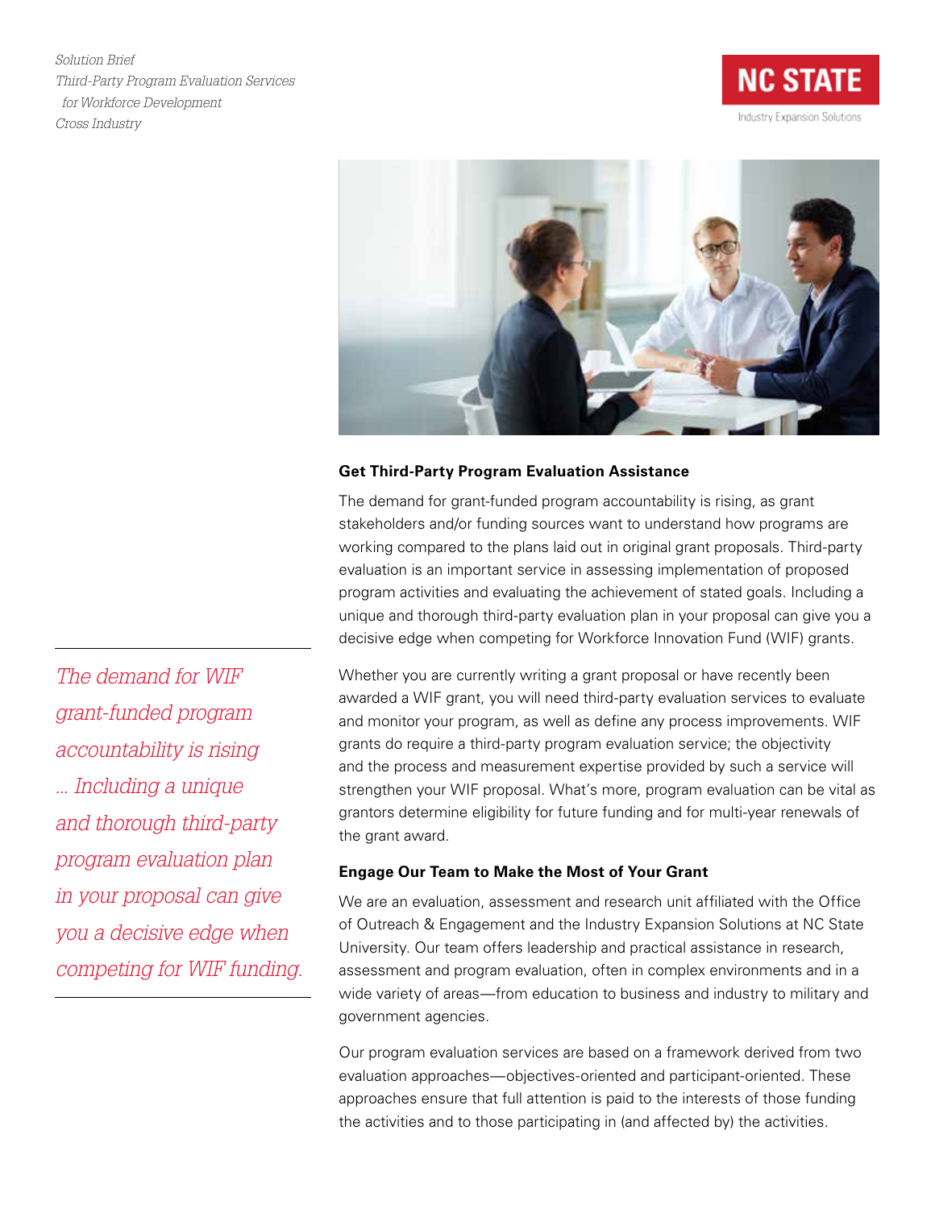*Solution Brief*
*Third-Party Program Evaluation Services for Workforce Development*
*Cross Industry*

NC STATE
Industry Expansion Solutions

### Get Third-Party Program Evaluation Assistance

The demand for grant-funded program accountability is rising, as grant stakeholders and/or funding sources want to understand how programs are working compared to the plans laid out in original grant proposals. Third-party evaluation is an important service in assessing implementation of proposed program activities and evaluating the achievement of stated goals. Including a unique and thorough third-party evaluation plan in your proposal can give you a decisive edge when competing for Workforce Innovation Fund (WIF) grants.

> *The demand for WIF grant-funded program accountability is rising ... Including a unique and thorough third-party program evaluation plan in your proposal can give you a decisive edge when competing for WIF funding.*

Whether you are currently writing a grant proposal or have recently been awarded a WIF grant, you will need third-party evaluation services to evaluate and monitor your program, as well as define any process improvements. WIF grants do require a third-party program evaluation service; the objectivity and the process and measurement expertise provided by such a service will strengthen your WIF proposal. What's more, program evaluation can be vital as grantors determine eligibility for future funding and for multi-year renewals of the grant award.

### Engage Our Team to Make the Most of Your Grant

We are an evaluation, assessment and research unit affiliated with the Office of Outreach & Engagement and the Industry Expansion Solutions at NC State University. Our team offers leadership and practical assistance in research, assessment and program evaluation, often in complex environments and in a wide variety of areas—from education to business and industry to military and government agencies.

Our program evaluation services are based on a framework derived from two evaluation approaches—objectives-oriented and participant-oriented. These approaches ensure that full attention is paid to the interests of those funding the activities and to those participating in (and affected by) the activities.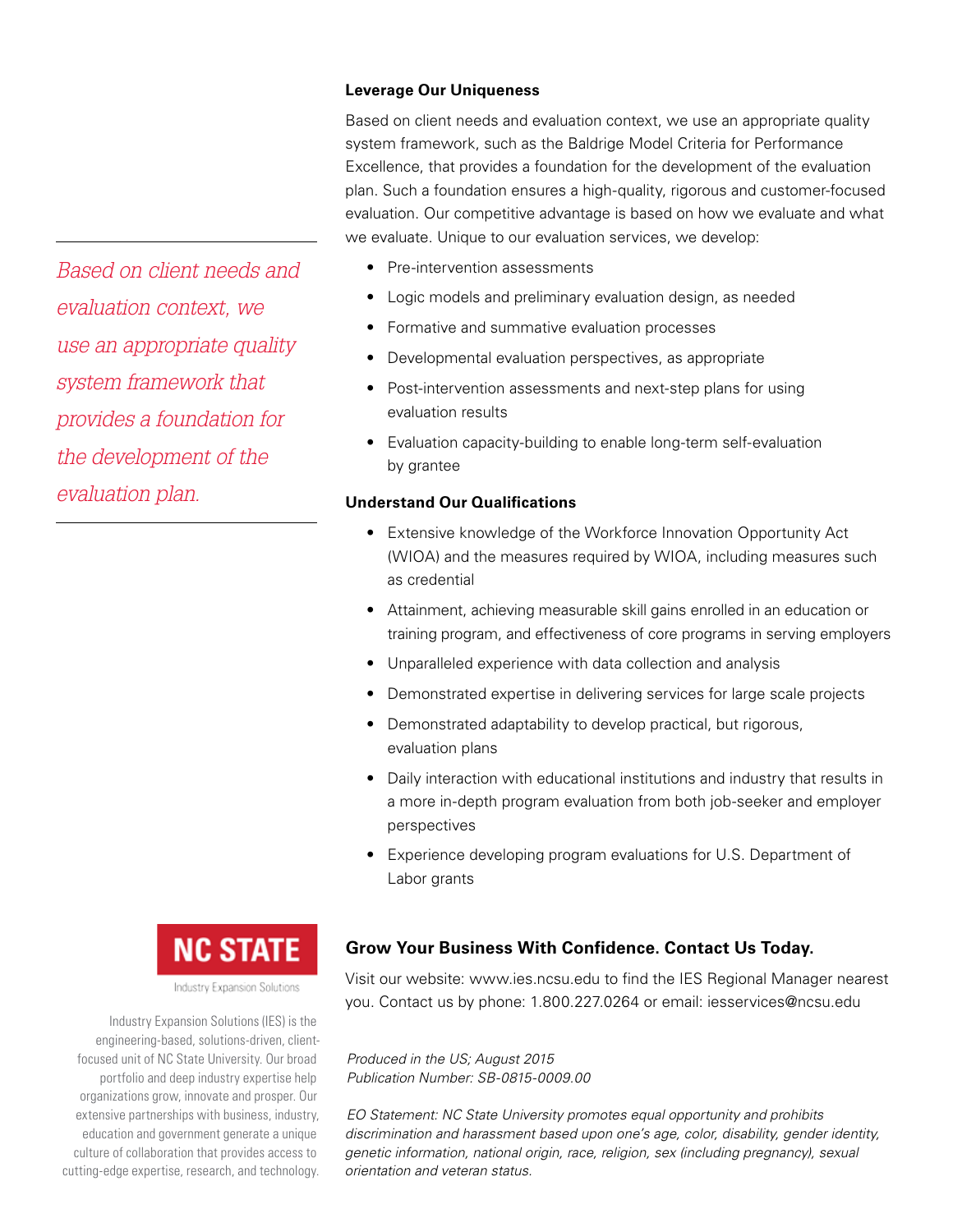### Leverage Our Uniqueness

Based on client needs and evaluation context, we use an appropriate quality system framework, such as the Baldrige Model Criteria for Performance Excellence, that provides a foundation for the development of the evaluation plan. Such a foundation ensures a high-quality, rigorous and customer-focused evaluation. Our competitive advantage is based on how we evaluate and what we evaluate. Unique to our evaluation services, we develop:

- Pre-intervention assessments
- Logic models and preliminary evaluation design, as needed
- Formative and summative evaluation processes
- Developmental evaluation perspectives, as appropriate
- Post-intervention assessments and next-step plans for using evaluation results
- Evaluation capacity-building to enable long-term self-evaluation by grantee

*Based on client needs and evaluation context, we use an appropriate quality system framework that provides a foundation for the development of the evaluation plan.*

### Understand Our Qualifications

- Extensive knowledge of the Workforce Innovation Opportunity Act (WIOA) and the measures required by WIOA, including measures such as credential
- Attainment, achieving measurable skill gains enrolled in an education or training program, and effectiveness of core programs in serving employers
- Unparalleled experience with data collection and analysis
- Demonstrated expertise in delivering services for large scale projects
- Demonstrated adaptability to develop practical, but rigorous, evaluation plans
- Daily interaction with educational institutions and industry that results in a more in-depth program evaluation from both job-seeker and employer perspectives
- Experience developing program evaluations for U.S. Department of Labor grants

**NC STATE**

Industry Expansion Solutions

Industry Expansion Solutions (IES) is the engineering-based, solutions-driven, client-focused unit of NC State University. Our broad portfolio and deep industry expertise help organizations grow, innovate and prosper. Our extensive partnerships with business, industry, education and government generate a unique culture of collaboration that provides access to cutting-edge expertise, research, and technology.

### Grow Your Business With Confidence. Contact Us Today.

Visit our website: www.ies.ncsu.edu to find the IES Regional Manager nearest you. Contact us by phone: 1.800.227.0264 or email: iesservices@ncsu.edu

*Produced in the US; August 2015*
*Publication Number: SB-0815-0009.00*

*EO Statement: NC State University promotes equal opportunity and prohibits discrimination and harassment based upon one's age, color, disability, gender identity, genetic information, national origin, race, religion, sex (including pregnancy), sexual orientation and veteran status.*